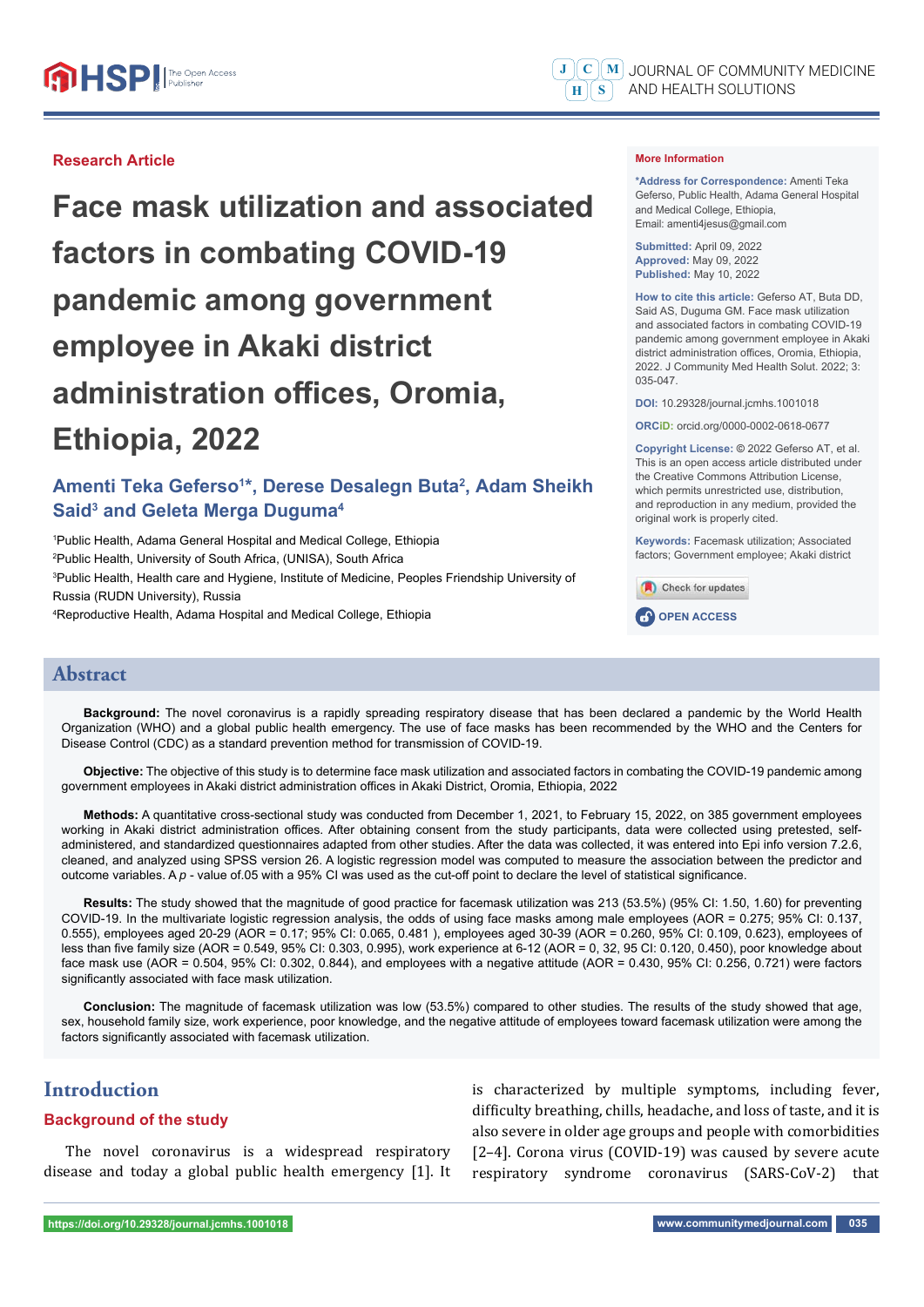Research Article

# Face mask utilization and associated factors in combating COVID-19 pandemic among government employee in Akaki district administration offices, Oromia, Ethiopia, 2022

**Amenti Teka Geferso[1]*, Derese Desalegn Buta[2], Adam Sheikh Said[3] and Geleta Merga Duguma[4]**

[1]Public Health, Adama General Hospital and Medical College, Ethiopia
[2]Public Health, University of South Africa, (UNISA), South Africa
[3]Public Health, Health care and Hygiene, Institute of Medicine, Peoples Friendship University of Russia (RUDN University), Russia
[4]Reproductive Health, Adama Hospital and Medical College, Ethiopia

**More Information**

***Address for Correspondence:** Amenti Teka Geferso, Public Health, Adama General Hospital and Medical College, Ethiopia, Email: amenti4jesus@gmail.com

**Submitted:** April 09, 2022
**Approved:** May 09, 2022
**Published:** May 10, 2022

**How to cite this article:** Geferso AT, Buta DD, Said AS, Duguma GM. Face mask utilization and associated factors in combating COVID-19 pandemic among government employee in Akaki district administration offices, Oromia, Ethiopia, 2022. J Community Med Health Solut. 2022; 3: 035-047.

**DOI:** 10.29328/journal.jcmhs.1001018

**ORCiD:** orcid.org/0000-0002-0618-0677

**Copyright License:** © 2022 Geferso AT, et al. This is an open access article distributed under the Creative Commons Attribution License, which permits unrestricted use, distribution, and reproduction in any medium, provided the original work is properly cited.

**Keywords:** Facemask utilization; Associated factors; Government employee; Akaki district

OPEN ACCESS

## Abstract

**Background:** The novel coronavirus is a rapidly spreading respiratory disease that has been declared a pandemic by the World Health Organization (WHO) and a global public health emergency. The use of face masks has been recommended by the WHO and the Centers for Disease Control (CDC) as a standard prevention method for transmission of COVID-19.

**Objective:** The objective of this study is to determine face mask utilization and associated factors in combating the COVID-19 pandemic among government employees in Akaki district administration offices in Akaki District, Oromia, Ethiopia, 2022

**Methods:** A quantitative cross-sectional study was conducted from December 1, 2021, to February 15, 2022, on 385 government employees working in Akaki district administration offices. After obtaining consent from the study participants, data were collected using pretested, self-administered, and standardized questionnaires adapted from other studies. After the data was collected, it was entered into Epi info version 7.2.6, cleaned, and analyzed using SPSS version 26. A logistic regression model was computed to measure the association between the predictor and outcome variables. A *p* - value of.05 with a 95% CI was used as the cut-off point to declare the level of statistical significance.

**Results:** The study showed that the magnitude of good practice for facemask utilization was 213 (53.5%) (95% CI: 1.50, 1.60) for preventing COVID-19. In the multivariate logistic regression analysis, the odds of using face masks among male employees (AOR = 0.275; 95% CI: 0.137, 0.555), employees aged 20-29 (AOR = 0.17; 95% CI: 0.065, 0.481 ), employees aged 30-39 (AOR = 0.260, 95% CI: 0.109, 0.623), employees of less than five family size (AOR = 0.549, 95% CI: 0.303, 0.995), work experience at 6-12 (AOR = 0, 32, 95 CI: 0.120, 0.450), poor knowledge about face mask use (AOR = 0.504, 95% CI: 0.302, 0.844), and employees with a negative attitude (AOR = 0.430, 95% CI: 0.256, 0.721) were factors significantly associated with face mask utilization.

**Conclusion:** The magnitude of facemask utilization was low (53.5%) compared to other studies. The results of the study showed that age, sex, household family size, work experience, poor knowledge, and the negative attitude of employees toward facemask utilization were among the factors significantly associated with facemask utilization.

## Introduction

### Background of the study

The novel coronavirus is a widespread respiratory disease and today a global public health emergency [1]. It is characterized by multiple symptoms, including fever, difficulty breathing, chills, headache, and loss of taste, and it is also severe in older age groups and people with comorbidities [2–4]. Corona virus (COVID-19) was caused by severe acute respiratory syndrome coronavirus (SARS-CoV-2) that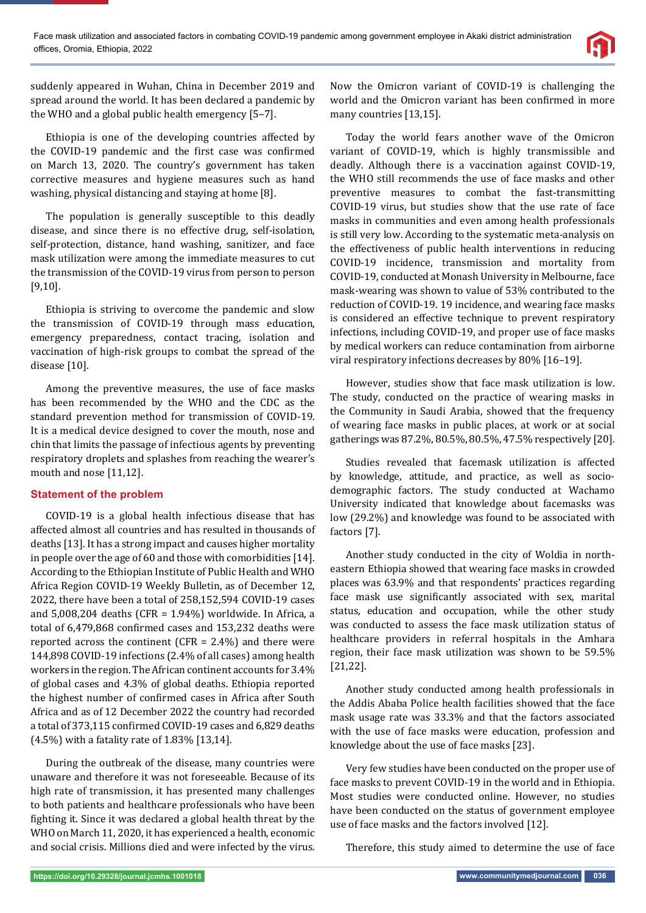suddenly appeared in Wuhan, China in December 2019 and spread around the world. It has been declared a pandemic by the WHO and a global public health emergency [5–7].

Ethiopia is one of the developing countries affected by the COVID-19 pandemic and the first case was confirmed on March 13, 2020. The country's government has taken corrective measures and hygiene measures such as hand washing, physical distancing and staying at home [8].

The population is generally susceptible to this deadly disease, and since there is no effective drug, self-isolation, self-protection, distance, hand washing, sanitizer, and face mask utilization were among the immediate measures to cut the transmission of the COVID-19 virus from person to person [9,10].

Ethiopia is striving to overcome the pandemic and slow the transmission of COVID-19 through mass education, emergency preparedness, contact tracing, isolation and vaccination of high-risk groups to combat the spread of the disease [10].

Among the preventive measures, the use of face masks has been recommended by the WHO and the CDC as the standard prevention method for transmission of COVID-19. It is a medical device designed to cover the mouth, nose and chin that limits the passage of infectious agents by preventing respiratory droplets and splashes from reaching the wearer's mouth and nose [11,12].

## Statement of the problem

COVID-19 is a global health infectious disease that has affected almost all countries and has resulted in thousands of deaths [13]. It has a strong impact and causes higher mortality in people over the age of 60 and those with comorbidities [14]. According to the Ethiopian Institute of Public Health and WHO Africa Region COVID-19 Weekly Bulletin, as of December 12, 2022, there have been a total of 258,152,594 COVID-19 cases and 5,008,204 deaths (CFR = 1.94%) worldwide. In Africa, a total of 6,479,868 confirmed cases and 153,232 deaths were reported across the continent (CFR = 2.4%) and there were 144,898 COVID-19 infections (2.4% of all cases) among health workers in the region. The African continent accounts for 3.4% of global cases and 4.3% of global deaths. Ethiopia reported the highest number of confirmed cases in Africa after South Africa and as of 12 December 2022 the country had recorded a total of 373,115 confirmed COVID-19 cases and 6,829 deaths (4.5%) with a fatality rate of 1.83% [13,14].

During the outbreak of the disease, many countries were unaware and therefore it was not foreseeable. Because of its high rate of transmission, it has presented many challenges to both patients and healthcare professionals who have been fighting it. Since it was declared a global health threat by the WHO on March 11, 2020, it has experienced a health, economic and social crisis. Millions died and were infected by the virus. Now the Omicron variant of COVID-19 is challenging the world and the Omicron variant has been confirmed in more many countries [13,15].

Today the world fears another wave of the Omicron variant of COVID-19, which is highly transmissible and deadly. Although there is a vaccination against COVID-19, the WHO still recommends the use of face masks and other preventive measures to combat the fast-transmitting COVID-19 virus, but studies show that the use rate of face masks in communities and even among health professionals is still very low. According to the systematic meta-analysis on the effectiveness of public health interventions in reducing COVID-19 incidence, transmission and mortality from COVID-19, conducted at Monash University in Melbourne, face mask-wearing was shown to value of 53% contributed to the reduction of COVID-19. 19 incidence, and wearing face masks is considered an effective technique to prevent respiratory infections, including COVID-19, and proper use of face masks by medical workers can reduce contamination from airborne viral respiratory infections decreases by 80% [16–19].

However, studies show that face mask utilization is low. The study, conducted on the practice of wearing masks in the Community in Saudi Arabia, showed that the frequency of wearing face masks in public places, at work or at social gatherings was 87.2%, 80.5%, 80.5%, 47.5% respectively [20].

Studies revealed that facemask utilization is affected by knowledge, attitude, and practice, as well as socio-demographic factors. The study conducted at Wachamo University indicated that knowledge about facemasks was low (29.2%) and knowledge was found to be associated with factors [7].

Another study conducted in the city of Woldia in north-eastern Ethiopia showed that wearing face masks in crowded places was 63.9% and that respondents' practices regarding face mask use significantly associated with sex, marital status, education and occupation, while the other study was conducted to assess the face mask utilization status of healthcare providers in referral hospitals in the Amhara region, their face mask utilization was shown to be 59.5% [21,22].

Another study conducted among health professionals in the Addis Ababa Police health facilities showed that the face mask usage rate was 33.3% and that the factors associated with the use of face masks were education, profession and knowledge about the use of face masks [23].

Very few studies have been conducted on the proper use of face masks to prevent COVID-19 in the world and in Ethiopia. Most studies were conducted online. However, no studies have been conducted on the status of government employee use of face masks and the factors involved [12].

Therefore, this study aimed to determine the use of face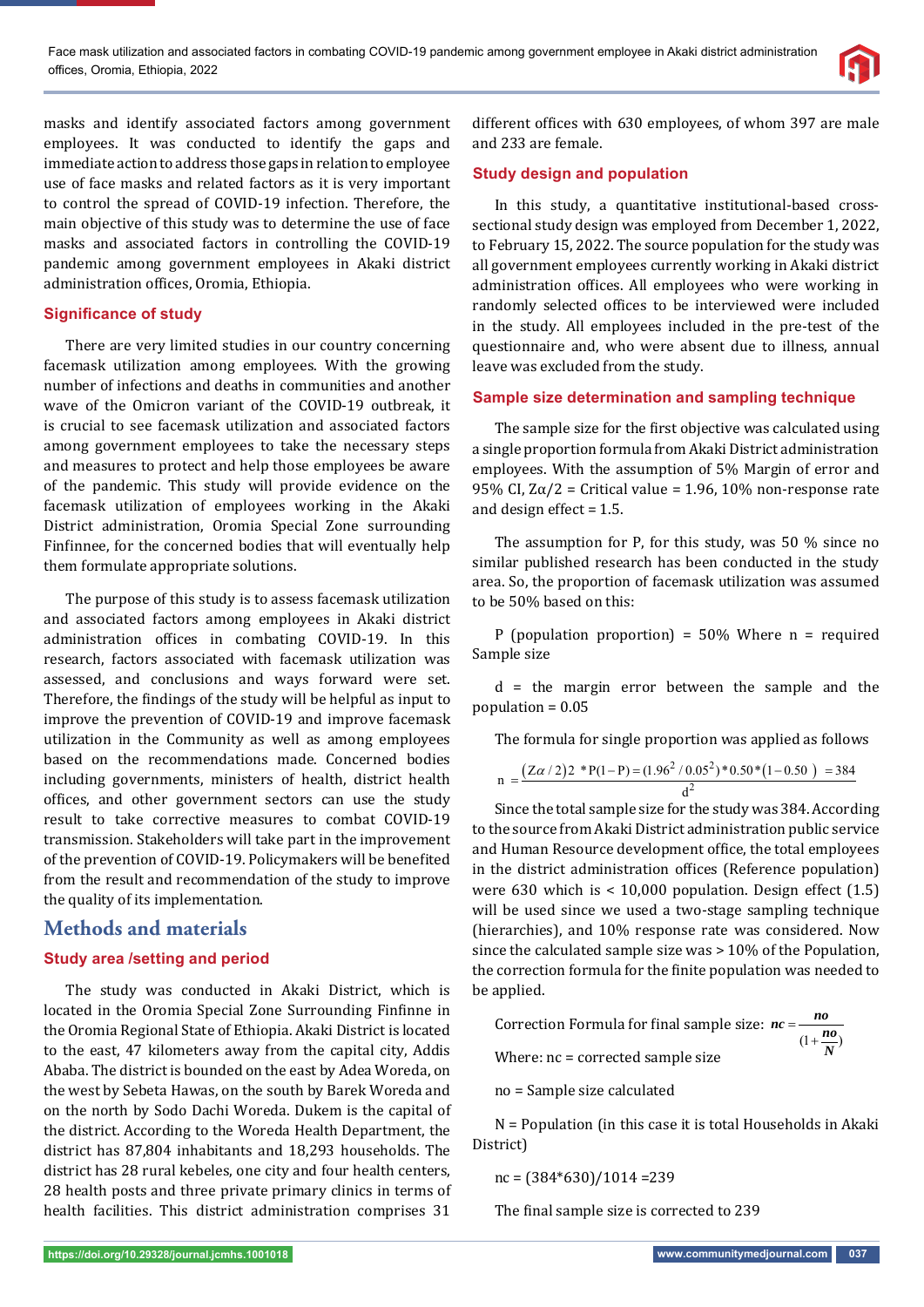masks and identify associated factors among government employees. It was conducted to identify the gaps and immediate action to address those gaps in relation to employee use of face masks and related factors as it is very important to control the spread of COVID-19 infection. Therefore, the main objective of this study was to determine the use of face masks and associated factors in controlling the COVID-19 pandemic among government employees in Akaki district administration offices, Oromia, Ethiopia.

### Significance of study

There are very limited studies in our country concerning facemask utilization among employees. With the growing number of infections and deaths in communities and another wave of the Omicron variant of the COVID-19 outbreak, it is crucial to see facemask utilization and associated factors among government employees to take the necessary steps and measures to protect and help those employees be aware of the pandemic. This study will provide evidence on the facemask utilization of employees working in the Akaki District administration, Oromia Special Zone surrounding Finfinnee, for the concerned bodies that will eventually help them formulate appropriate solutions.

The purpose of this study is to assess facemask utilization and associated factors among employees in Akaki district administration offices in combating COVID-19. In this research, factors associated with facemask utilization was assessed, and conclusions and ways forward were set. Therefore, the findings of the study will be helpful as input to improve the prevention of COVID-19 and improve facemask utilization in the Community as well as among employees based on the recommendations made. Concerned bodies including governments, ministers of health, district health offices, and other government sectors can use the study result to take corrective measures to combat COVID-19 transmission. Stakeholders will take part in the improvement of the prevention of COVID-19. Policymakers will be benefited from the result and recommendation of the study to improve the quality of its implementation.

## Methods and materials

### Study area /setting and period

The study was conducted in Akaki District, which is located in the Oromia Special Zone Surrounding Finfinne in the Oromia Regional State of Ethiopia. Akaki District is located to the east, 47 kilometers away from the capital city, Addis Ababa. The district is bounded on the east by Adea Woreda, on the west by Sebeta Hawas, on the south by Barek Woreda and on the north by Sodo Dachi Woreda. Dukem is the capital of the district. According to the Woreda Health Department, the district has 87,804 inhabitants and 18,293 households. The district has 28 rural kebeles, one city and four health centers, 28 health posts and three private primary clinics in terms of health facilities. This district administration comprises 31 different offices with 630 employees, of whom 397 are male and 233 are female.

### Study design and population

In this study, a quantitative institutional-based cross-sectional study design was employed from December 1, 2022, to February 15, 2022. The source population for the study was all government employees currently working in Akaki district administration offices. All employees who were working in randomly selected offices to be interviewed were included in the study. All employees included in the pre-test of the questionnaire and, who were absent due to illness, annual leave was excluded from the study.

### Sample size determination and sampling technique

The sample size for the first objective was calculated using a single proportion formula from Akaki District administration employees. With the assumption of 5% Margin of error and 95% CI, $Z\alpha/2$ = Critical value = 1.96, 10% non-response rate and design effect = 1.5.

The assumption for P, for this study, was 50 % since no similar published research has been conducted in the study area. So, the proportion of facemask utilization was assumed to be 50% based on this:

P (population proportion) = 50% Where n = required Sample size

d = the margin error between the sample and the population = 0.05

The formula for single proportion was applied as follows

$$n = \frac{(Z\alpha/2)2 \; {}^{*}P(1-P) = (1.96^2/0.05^2)*0.50*(1-0.50) \;\; = 384}{d^2}$$

Since the total sample size for the study was 384. According to the source from Akaki District administration public service and Human Resource development office, the total employees in the district administration offices (Reference population) were 630 which is < 10,000 population. Design effect (1.5) will be used since we used a two-stage sampling technique (hierarchies), and 10% response rate was considered. Now since the calculated sample size was > 10% of the Population, the correction formula for the finite population was needed to be applied.

Correction Formula for final sample size: $nc = \dfrac{no}{(1+\dfrac{no}{N})}$

Where: nc = corrected sample size

no = Sample size calculated

N = Population (in this case it is total Households in Akaki District)

nc = (384*630)/1014 =239

The final sample size is corrected to 239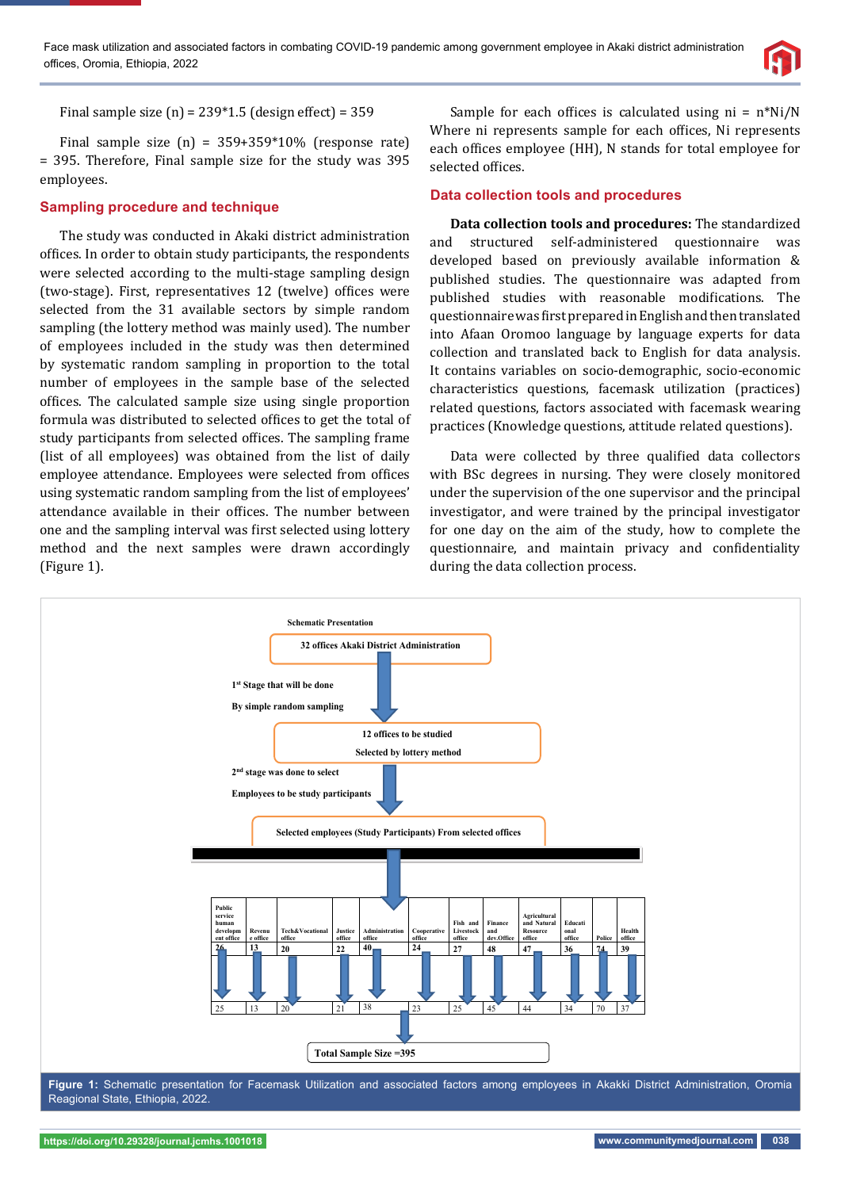Final sample size (n) = 239*1.5 (design effect) = 359

Final sample size (n) = 359+359*10% (response rate) = 395. Therefore, Final sample size for the study was 395 employees.

## Sampling procedure and technique

The study was conducted in Akaki district administration offices. In order to obtain study participants, the respondents were selected according to the multi-stage sampling design (two-stage). First, representatives 12 (twelve) offices were selected from the 31 available sectors by simple random sampling (the lottery method was mainly used). The number of employees included in the study was then determined by systematic random sampling in proportion to the total number of employees in the sample base of the selected offices. The calculated sample size using single proportion formula was distributed to selected offices to get the total of study participants from selected offices. The sampling frame (list of all employees) was obtained from the list of daily employee attendance. Employees were selected from offices using systematic random sampling from the list of employees' attendance available in their offices. The number between one and the sampling interval was first selected using lottery method and the next samples were drawn accordingly (Figure 1).

Sample for each offices is calculated using ni = n*Ni/N Where ni represents sample for each offices, Ni represents each offices employee (HH), N stands for total employee for selected offices.

## Data collection tools and procedures

**Data collection tools and procedures:** The standardized and structured self-administered questionnaire was developed based on previously available information & published studies. The questionnaire was adapted from published studies with reasonable modifications. The questionnaire was first prepared in English and then translated into Afaan Oromoo language by language experts for data collection and translated back to English for data analysis. It contains variables on socio-demographic, socio-economic characteristics questions, facemask utilization (practices) related questions, factors associated with facemask wearing practices (Knowledge questions, attitude related questions).

Data were collected by three qualified data collectors with BSc degrees in nursing. They were closely monitored under the supervision of the one supervisor and the principal investigator, and were trained by the principal investigator for one day on the aim of the study, how to complete the questionnaire, and maintain privacy and confidentiality during the data collection process.

Schematic Presentation

32 offices Akaki District Administration

1st Stage that will be done
By simple random sampling

12 offices to be studied
Selected by lottery method

2nd stage was done to select
Employees to be study participants

Selected employees (Study Participants) From selected offices

| Public service human development office | Revenue office | Tech&Vocational office | Justice office | Administration office | Cooperative office | Fish and Livestock office | Finance and dev.Office | Agricultural and Natural Resource office | Educational office | Police | Health office |
|---|---|---|---|---|---|---|---|---|---|---|---|
| 26 | 13 | 20 | 22 | 40 | 24 | 27 | 48 | 47 | 36 | 74 | 39 |
| 25 | 13 | 20 | 21 | 38 | 23 | 25 | 45 | 44 | 34 | 70 | 37 |

Total Sample Size =395

**Figure 1:** Schematic presentation for Facemask Utilization and associated factors among employees in Akakki District Administration, Oromia Reagional State, Ethiopia, 2022.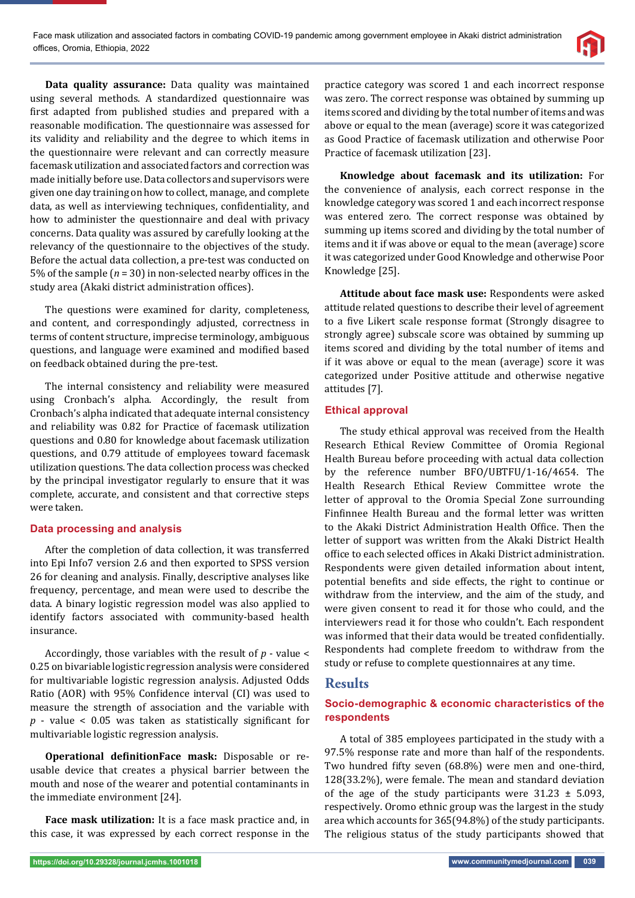**Data quality assurance:** Data quality was maintained using several methods. A standardized questionnaire was first adapted from published studies and prepared with a reasonable modification. The questionnaire was assessed for its validity and reliability and the degree to which items in the questionnaire were relevant and can correctly measure facemask utilization and associated factors and correction was made initially before use. Data collectors and supervisors were given one day training on how to collect, manage, and complete data, as well as interviewing techniques, confidentiality, and how to administer the questionnaire and deal with privacy concerns. Data quality was assured by carefully looking at the relevancy of the questionnaire to the objectives of the study. Before the actual data collection, a pre-test was conducted on 5% of the sample ($n$ = 30) in non-selected nearby offices in the study area (Akaki district administration offices).

The questions were examined for clarity, completeness, and content, and correspondingly adjusted, correctness in terms of content structure, imprecise terminology, ambiguous questions, and language were examined and modified based on feedback obtained during the pre-test.

The internal consistency and reliability were measured using Cronbach's alpha. Accordingly, the result from Cronbach's alpha indicated that adequate internal consistency and reliability was 0.82 for Practice of facemask utilization questions and 0.80 for knowledge about facemask utilization questions, and 0.79 attitude of employees toward facemask utilization questions. The data collection process was checked by the principal investigator regularly to ensure that it was complete, accurate, and consistent and that corrective steps were taken.

### Data processing and analysis

After the completion of data collection, it was transferred into Epi Info7 version 2.6 and then exported to SPSS version 26 for cleaning and analysis. Finally, descriptive analyses like frequency, percentage, and mean were used to describe the data. A binary logistic regression model was also applied to identify factors associated with community-based health insurance.

Accordingly, those variables with the result of $p$ - value < 0.25 on bivariable logistic regression analysis were considered for multivariable logistic regression analysis. Adjusted Odds Ratio (AOR) with 95% Confidence interval (CI) was used to measure the strength of association and the variable with $p$ - value < 0.05 was taken as statistically significant for multivariable logistic regression analysis.

**Operational definitionFace mask:** Disposable or re-usable device that creates a physical barrier between the mouth and nose of the wearer and potential contaminants in the immediate environment [24].

**Face mask utilization:** It is a face mask practice and, in this case, it was expressed by each correct response in the practice category was scored 1 and each incorrect response was zero. The correct response was obtained by summing up items scored and dividing by the total number of items and was above or equal to the mean (average) score it was categorized as Good Practice of facemask utilization and otherwise Poor Practice of facemask utilization [23].

**Knowledge about facemask and its utilization:** For the convenience of analysis, each correct response in the knowledge category was scored 1 and each incorrect response was entered zero. The correct response was obtained by summing up items scored and dividing by the total number of items and it if was above or equal to the mean (average) score it was categorized under Good Knowledge and otherwise Poor Knowledge [25].

**Attitude about face mask use:** Respondents were asked attitude related questions to describe their level of agreement to a five Likert scale response format (Strongly disagree to strongly agree) subscale score was obtained by summing up items scored and dividing by the total number of items and if it was above or equal to the mean (average) score it was categorized under Positive attitude and otherwise negative attitudes [7].

### Ethical approval

The study ethical approval was received from the Health Research Ethical Review Committee of Oromia Regional Health Bureau before proceeding with actual data collection by the reference number BFO/UBTFU/1-16/4654. The Health Research Ethical Review Committee wrote the letter of approval to the Oromia Special Zone surrounding Finfinnee Health Bureau and the formal letter was written to the Akaki District Administration Health Office. Then the letter of support was written from the Akaki District Health office to each selected offices in Akaki District administration. Respondents were given detailed information about intent, potential benefits and side effects, the right to continue or withdraw from the interview, and the aim of the study, and were given consent to read it for those who could, and the interviewers read it for those who couldn't. Each respondent was informed that their data would be treated confidentially. Respondents had complete freedom to withdraw from the study or refuse to complete questionnaires at any time.

## Results

### Socio-demographic & economic characteristics of the respondents

A total of 385 employees participated in the study with a 97.5% response rate and more than half of the respondents. Two hundred fifty seven (68.8%) were men and one-third, 128(33.2%), were female. The mean and standard deviation of the age of the study participants were 31.23 ± 5.093, respectively. Oromo ethnic group was the largest in the study area which accounts for 365(94.8%) of the study participants. The religious status of the study participants showed that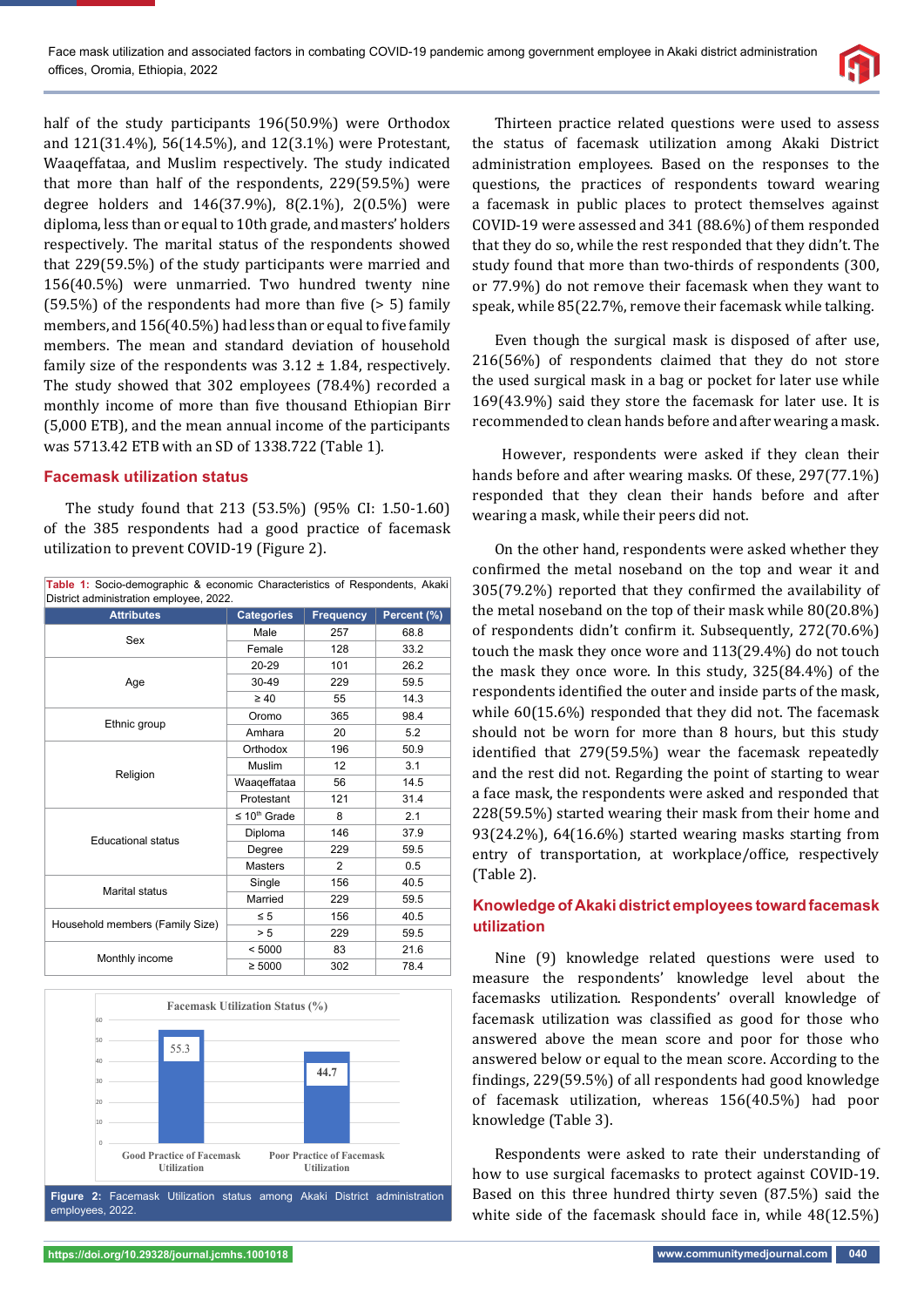half of the study participants 196(50.9%) were Orthodox and 121(31.4%), 56(14.5%), and 12(3.1%) were Protestant, Waaqeffataa, and Muslim respectively. The study indicated that more than half of the respondents, 229(59.5%) were degree holders and 146(37.9%), 8(2.1%), 2(0.5%) were diploma, less than or equal to 10th grade, and masters' holders respectively. The marital status of the respondents showed that 229(59.5%) of the study participants were married and 156(40.5%) were unmarried. Two hundred twenty nine (59.5%) of the respondents had more than five (> 5) family members, and 156(40.5%) had less than or equal to five family members. The mean and standard deviation of household family size of the respondents was 3.12 ± 1.84, respectively. The study showed that 302 employees (78.4%) recorded a monthly income of more than five thousand Ethiopian Birr (5,000 ETB), and the mean annual income of the participants was 5713.42 ETB with an SD of 1338.722 (Table 1).

## Facemask utilization status

The study found that 213 (53.5%) (95% CI: 1.50-1.60) of the 385 respondents had a good practice of facemask utilization to prevent COVID-19 (Figure 2).

**Table 1:** Socio-demographic & economic Characteristics of Respondents, Akaki District administration employee, 2022.

| Attributes | Categories | Frequency | Percent (%) |
|---|---|---|---|
| Sex | Male | 257 | 68.8 |
| | Female | 128 | 33.2 |
| Age | 20-29 | 101 | 26.2 |
| | 30-49 | 229 | 59.5 |
| | ≥ 40 | 55 | 14.3 |
| Ethnic group | Oromo | 365 | 98.4 |
| | Amhara | 20 | 5.2 |
| Religion | Orthodox | 196 | 50.9 |
| | Muslim | 12 | 3.1 |
| | Waaqeffataa | 56 | 14.5 |
| | Protestant | 121 | 31.4 |
| Educational status | ≤ 10th Grade | 8 | 2.1 |
| | Diploma | 146 | 37.9 |
| | Degree | 229 | 59.5 |
| | Masters | 2 | 0.5 |
| Marital status | Single | 156 | 40.5 |
| | Married | 229 | 59.5 |
| Household members (Family Size) | ≤ 5 | 156 | 40.5 |
| | > 5 | 229 | 59.5 |
| Monthly income | < 5000 | 83 | 21.6 |
| | ≥ 5000 | 302 | 78.4 |

Facemask Utilization Status (%)

| | Good Practice of Facemask Utilization | Poor Practice of Facemask Utilization |
|---|---|---|
| % | 55.3 | 44.7 |

**Figure 2:** Facemask Utilization status among Akaki District administration employees, 2022.

Thirteen practice related questions were used to assess the status of facemask utilization among Akaki District administration employees. Based on the responses to the questions, the practices of respondents toward wearing a facemask in public places to protect themselves against COVID-19 were assessed and 341 (88.6%) of them responded that they do so, while the rest responded that they didn't. The study found that more than two-thirds of respondents (300, or 77.9%) do not remove their facemask when they want to speak, while 85(22.7%, remove their facemask while talking.

Even though the surgical mask is disposed of after use, 216(56%) of respondents claimed that they do not store the used surgical mask in a bag or pocket for later use while 169(43.9%) said they store the facemask for later use. It is recommended to clean hands before and after wearing a mask.

However, respondents were asked if they clean their hands before and after wearing masks. Of these, 297(77.1%) responded that they clean their hands before and after wearing a mask, while their peers did not.

On the other hand, respondents were asked whether they confirmed the metal noseband on the top and wear it and 305(79.2%) reported that they confirmed the availability of the metal noseband on the top of their mask while 80(20.8%) of respondents didn't confirm it. Subsequently, 272(70.6%) touch the mask they once wore and 113(29.4%) do not touch the mask they once wore. In this study, 325(84.4%) of the respondents identified the outer and inside parts of the mask, while 60(15.6%) responded that they did not. The facemask should not be worn for more than 8 hours, but this study identified that 279(59.5%) wear the facemask repeatedly and the rest did not. Regarding the point of starting to wear a face mask, the respondents were asked and responded that 228(59.5%) started wearing their mask from their home and 93(24.2%), 64(16.6%) started wearing masks starting from entry of transportation, at workplace/office, respectively (Table 2).

## Knowledge of Akaki district employees toward facemask utilization

Nine (9) knowledge related questions were used to measure the respondents' knowledge level about the facemasks utilization. Respondents' overall knowledge of facemask utilization was classified as good for those who answered above the mean score and poor for those who answered below or equal to the mean score. According to the findings, 229(59.5%) of all respondents had good knowledge of facemask utilization, whereas 156(40.5%) had poor knowledge (Table 3).

Respondents were asked to rate their understanding of how to use surgical facemasks to protect against COVID-19. Based on this three hundred thirty seven (87.5%) said the white side of the facemask should face in, while 48(12.5%)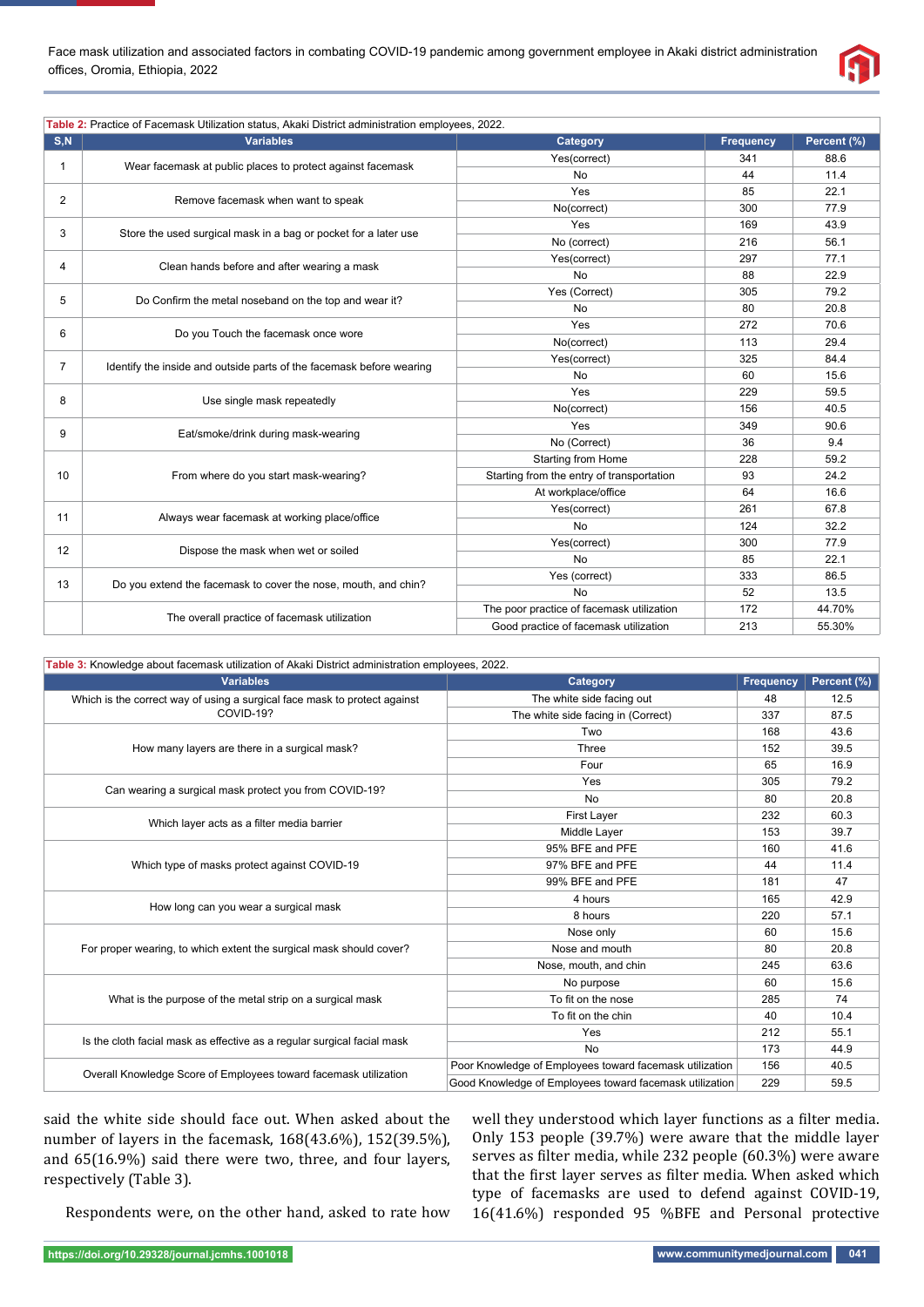**Table 2:** Practice of Facemask Utilization status, Akaki District administration employees, 2022.

| S,N | Variables | Category | Frequency | Percent (%) |
|---|---|---|---|---|
| 1 | Wear facemask at public places to protect against facemask | Yes(correct) | 341 | 88.6 |
| | | No | 44 | 11.4 |
| 2 | Remove facemask when want to speak | Yes | 85 | 22.1 |
| | | No(correct) | 300 | 77.9 |
| 3 | Store the used surgical mask in a bag or pocket for a later use | Yes | 169 | 43.9 |
| | | No (correct) | 216 | 56.1 |
| 4 | Clean hands before and after wearing a mask | Yes(correct) | 297 | 77.1 |
| | | No | 88 | 22.9 |
| 5 | Do Confirm the metal noseband on the top and wear it? | Yes (Correct) | 305 | 79.2 |
| | | No | 80 | 20.8 |
| 6 | Do you Touch the facemask once wore | Yes | 272 | 70.6 |
| | | No(correct) | 113 | 29.4 |
| 7 | Identify the inside and outside parts of the facemask before wearing | Yes(correct) | 325 | 84.4 |
| | | No | 60 | 15.6 |
| 8 | Use single mask repeatedly | Yes | 229 | 59.5 |
| | | No(correct) | 156 | 40.5 |
| 9 | Eat/smoke/drink during mask-wearing | Yes | 349 | 90.6 |
| | | No (Correct) | 36 | 9.4 |
| 10 | From where do you start mask-wearing? | Starting from Home | 228 | 59.2 |
| | | Starting from the entry of transportation | 93 | 24.2 |
| | | At workplace/office | 64 | 16.6 |
| 11 | Always wear facemask at working place/office | Yes(correct) | 261 | 67.8 |
| | | No | 124 | 32.2 |
| 12 | Dispose the mask when wet or soiled | Yes(correct) | 300 | 77.9 |
| | | No | 85 | 22.1 |
| 13 | Do you extend the facemask to cover the nose, mouth, and chin? | Yes (correct) | 333 | 86.5 |
| | | No | 52 | 13.5 |
| | The overall practice of facemask utilization | The poor practice of facemask utilization | 172 | 44.70% |
| | | Good practice of facemask utilization | 213 | 55.30% |

**Table 3:** Knowledge about facemask utilization of Akaki District administration employees, 2022.

| Variables | Category | Frequency | Percent (%) |
|---|---|---|---|
| Which is the correct way of using a surgical face mask to protect against COVID-19? | The white side facing out | 48 | 12.5 |
| | The white side facing in (Correct) | 337 | 87.5 |
| How many layers are there in a surgical mask? | Two | 168 | 43.6 |
| | Three | 152 | 39.5 |
| | Four | 65 | 16.9 |
| Can wearing a surgical mask protect you from COVID-19? | Yes | 305 | 79.2 |
| | No | 80 | 20.8 |
| Which layer acts as a filter media barrier | First Layer | 232 | 60.3 |
| | Middle Layer | 153 | 39.7 |
| Which type of masks protect against COVID-19 | 95% BFE and PFE | 160 | 41.6 |
| | 97% BFE and PFE | 44 | 11.4 |
| | 99% BFE and PFE | 181 | 47 |
| How long can you wear a surgical mask | 4 hours | 165 | 42.9 |
| | 8 hours | 220 | 57.1 |
| For proper wearing, to which extent the surgical mask should cover? | Nose only | 60 | 15.6 |
| | Nose and mouth | 80 | 20.8 |
| | Nose, mouth, and chin | 245 | 63.6 |
| What is the purpose of the metal strip on a surgical mask | No purpose | 60 | 15.6 |
| | To fit on the nose | 285 | 74 |
| | To fit on the chin | 40 | 10.4 |
| Is the cloth facial mask as effective as a regular surgical facial mask | Yes | 212 | 55.1 |
| | No | 173 | 44.9 |
| Overall Knowledge Score of Employees toward facemask utilization | Poor Knowledge of Employees toward facemask utilization | 156 | 40.5 |
| | Good Knowledge of Employees toward facemask utilization | 229 | 59.5 |

said the white side should face out. When asked about the number of layers in the facemask, 168(43.6%), 152(39.5%), and 65(16.9%) said there were two, three, and four layers, respectively (Table 3).

Respondents were, on the other hand, asked to rate how well they understood which layer functions as a filter media. Only 153 people (39.7%) were aware that the middle layer serves as filter media, while 232 people (60.3%) were aware that the first layer serves as filter media. When asked which type of facemasks are used to defend against COVID-19, 16(41.6%) responded 95 %BFE and Personal protective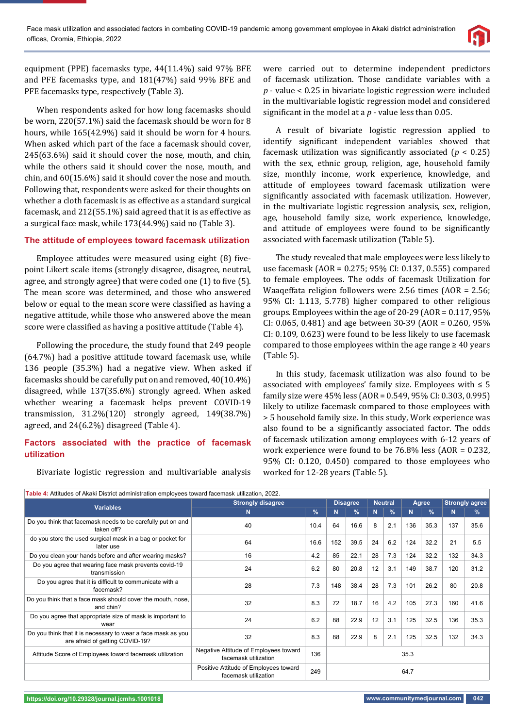equipment (PPE) facemasks type, 44(11.4%) said 97% BFE and PFE facemasks type, and 181(47%) said 99% BFE and PFE facemasks type, respectively (Table 3).

When respondents asked for how long facemasks should be worn, 220(57.1%) said the facemask should be worn for 8 hours, while 165(42.9%) said it should be worn for 4 hours. When asked which part of the face a facemask should cover, 245(63.6%) said it should cover the nose, mouth, and chin, while the others said it should cover the nose, mouth, and chin, and 60(15.6%) said it should cover the nose and mouth. Following that, respondents were asked for their thoughts on whether a cloth facemask is as effective as a standard surgical facemask, and 212(55.1%) said agreed that it is as effective as a surgical face mask, while 173(44.9%) said no (Table 3).

## The attitude of employees toward facemask utilization

Employee attitudes were measured using eight (8) five-point Likert scale items (strongly disagree, disagree, neutral, agree, and strongly agree) that were coded one (1) to five (5). The mean score was determined, and those who answered below or equal to the mean score were classified as having a negative attitude, while those who answered above the mean score were classified as having a positive attitude (Table 4).

Following the procedure, the study found that 249 people (64.7%) had a positive attitude toward facemask use, while 136 people (35.3%) had a negative view. When asked if facemasks should be carefully put on and removed, 40(10.4%) disagreed, while 137(35.6%) strongly agreed. When asked whether wearing a facemask helps prevent COVID-19 transmission, 31.2%(120) strongly agreed, 149(38.7%) agreed, and 24(6.2%) disagreed (Table 4).

## Factors associated with the practice of facemask utilization

Bivariate logistic regression and multivariable analysis were carried out to determine independent predictors of facemask utilization. Those candidate variables with a *p* - value < 0.25 in bivariate logistic regression were included in the multivariable logistic regression model and considered significant in the model at a *p* - value less than 0.05.

A result of bivariate logistic regression applied to identify significant independent variables showed that facemask utilization was significantly associated ($p < 0.25$) with the sex, ethnic group, religion, age, household family size, monthly income, work experience, knowledge, and attitude of employees toward facemask utilization were significantly associated with facemask utilization. However, in the multivariable logistic regression analysis, sex, religion, age, household family size, work experience, knowledge, and attitude of employees were found to be significantly associated with facemask utilization (Table 5).

The study revealed that male employees were less likely to use facemask (AOR = 0.275; 95% CI: 0.137, 0.555) compared to female employees. The odds of facemask Utilization for Waaqeffata religion followers were 2.56 times (AOR = 2.56; 95% CI: 1.113, 5.778) higher compared to other religious groups. Employees within the age of 20-29 (AOR = 0.117, 95% CI: 0.065, 0.481) and age between 30-39 (AOR = 0.260, 95% CI: 0.109, 0.623) were found to be less likely to use facemask compared to those employees within the age range ≥ 40 years (Table 5).

In this study, facemask utilization was also found to be associated with employees' family size. Employees with ≤ 5 family size were 45% less (AOR = 0.549, 95% CI: 0.303, 0.995) likely to utilize facemask compared to those employees with > 5 household family size. In this study, Work experience was also found to be a significantly associated factor. The odds of facemask utilization among employees with 6-12 years of work experience were found to be 76.8% less (AOR = 0.232, 95% CI: 0.120, 0.450) compared to those employees who worked for 12-28 years (Table 5).

**Table 4:** Attitudes of Akaki District administration employees toward facemask utilization, 2022.

| Variables | Strongly disagree | | Disagree | | Neutral | | Agree | | Strongly agree | |
|---|---|---|---|---|---|---|---|---|---|---|
| | N | % | N | % | N | % | N | % | N | % |
| Do you think that facemask needs to be carefully put on and taken off? | 40 | 10.4 | 64 | 16.6 | 8 | 2.1 | 136 | 35.3 | 137 | 35.6 |
| do you store the used surgical mask in a bag or pocket for later use | 64 | 16.6 | 152 | 39.5 | 24 | 6.2 | 124 | 32.2 | 21 | 5.5 |
| Do you clean your hands before and after wearing masks? | 16 | 4.2 | 85 | 22.1 | 28 | 7.3 | 124 | 32.2 | 132 | 34.3 |
| Do you agree that wearing face mask prevents covid-19 transmission | 24 | 6.2 | 80 | 20.8 | 12 | 3.1 | 149 | 38.7 | 120 | 31.2 |
| Do you agree that it is difficult to communicate with a facemask? | 28 | 7.3 | 148 | 38.4 | 28 | 7.3 | 101 | 26.2 | 80 | 20.8 |
| Do you think that a face mask should cover the mouth, nose, and chin? | 32 | 8.3 | 72 | 18.7 | 16 | 4.2 | 105 | 27.3 | 160 | 41.6 |
| Do you agree that appropriate size of mask is important to wear | 24 | 6.2 | 88 | 22.9 | 12 | 3.1 | 125 | 32.5 | 136 | 35.3 |
| Do you think that it is necessary to wear a face mask as you are afraid of getting COVID-19? | 32 | 8.3 | 88 | 22.9 | 8 | 2.1 | 125 | 32.5 | 132 | 34.3 |
| Attitude Score of Employees toward facemask utilization | Negative Attitude of Employees toward facemask utilization | 136 | 35.3 | | | | | | | |
| | Positive Attitude of Employees toward facemask utilization | 249 | 64.7 | | | | | | | |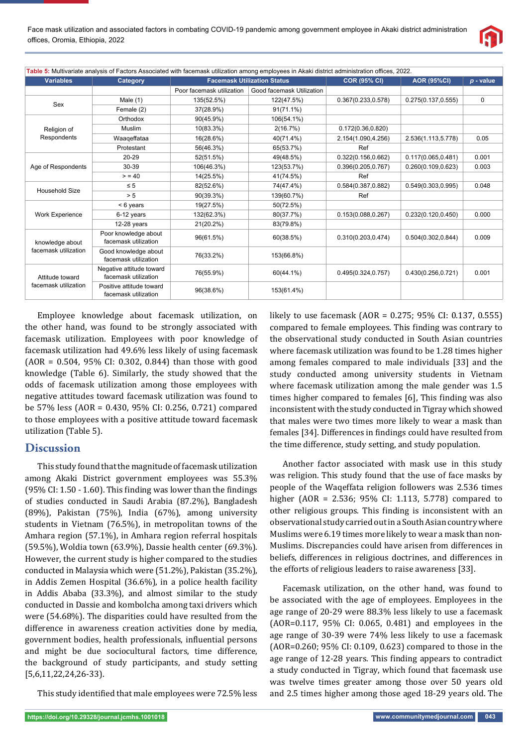**Table 5:** Multivariate analysis of Factors Associated with facemask utilization among employees in Akaki district administration offices, 2022.

| Variables | Category | Facemask Utilization Status | | COR (95% CI) | AOR (95%CI) | p - value |
|---|---|---|---|---|---|---|
| | | Poor facemask utilization | Good facemask Utilization | | | |
| Sex | Male (1) | 135(52.5%) | 122(47.5%) | 0.367(0.233,0.578) | 0.275(0.137,0.555) | 0 |
| | Female (2) | 37(28.9%) | 91(71.1%) | | | |
| Religion of Respondents | Orthodox | 90(45.9%) | 106(54.1%) | | | |
| | Muslim | 10(83.3%) | 2(16.7%) | 0.172(0.36,0.820) | | |
| | Waaqeffataa | 16(28.6%) | 40(71.4%) | 2.154(1.090,4.256) | 2.536(1.113,5.778) | 0.05 |
| | Protestant | 56(46.3%) | 65(53.7%) | Ref | | |
| Age of Respondents | 20-29 | 52(51.5%) | 49(48.5%) | 0.322(0.156,0.662) | 0.117(0.065,0.481) | 0.001 |
| | 30-39 | 106(46.3%) | 123(53.7%) | 0.396(0.205,0.767) | 0.260(0.109,0.623) | 0.003 |
| | > = 40 | 14(25.5%) | 41(74.5%) | Ref | | |
| Household Size | ≤ 5 | 82(52.6%) | 74(47.4%) | 0.584(0.387,0.882) | 0.549(0.303,0.995) | 0.048 |
| | > 5 | 90(39.3%) | 139(60.7%) | Ref | | |
| Work Experience | < 6 years | 19(27.5%) | 50(72.5%) | | | |
| | 6-12 years | 132(62.3%) | 80(37.7%) | 0.153(0.088,0.267) | 0.232(0.120,0.450) | 0.000 |
| | 12-28 years | 21(20.2%) | 83(79.8%) | | | |
| knowledge about facemask utilization | Poor knowledge about facemask utilization | 96(61.5%) | 60(38.5%) | 0.310(0.203,0.474) | 0.504(0.302,0.844) | 0.009 |
| | Good knowledge about facemask utilization | 76(33.2%) | 153(66.8%) | | | |
| Attitude toward facemask utilization | Negative attitude toward facemask utilization | 76(55.9%) | 60(44.1%) | 0.495(0.324,0.757) | 0.430(0.256,0.721) | 0.001 |
| | Positive attitude toward facemask utilization | 96(38.6%) | 153(61.4%) | | | |

Employee knowledge about facemask utilization, on the other hand, was found to be strongly associated with facemask utilization. Employees with poor knowledge of facemask utilization had 49.6% less likely of using facemask (AOR = 0.504, 95% CI: 0.302, 0.844) than those with good knowledge (Table 6). Similarly, the study showed that the odds of facemask utilization among those employees with negative attitudes toward facemask utilization was found to be 57% less (AOR = 0.430, 95% CI: 0.256, 0.721) compared to those employees with a positive attitude toward facemask utilization (Table 5).

## Discussion

This study found that the magnitude of facemask utilization among Akaki District government employees was 55.3% (95% CI: 1.50 - 1.60). This finding was lower than the findings of studies conducted in Saudi Arabia (87.2%), Bangladesh (89%), Pakistan (75%), India (67%), among university students in Vietnam (76.5%), in metropolitan towns of the Amhara region (57.1%), in Amhara region referral hospitals (59.5%), Woldia town (63.9%), Dassie health center (69.3%). However, the current study is higher compared to the studies conducted in Malaysia which were (51.2%), Pakistan (35.2%), in Addis Zemen Hospital (36.6%), in a police health facility in Addis Ababa (33.3%), and almost similar to the study conducted in Dassie and kombolcha among taxi drivers which were (54.68%). The disparities could have resulted from the difference in awareness creation activities done by media, government bodies, health professionals, influential persons and might be due sociocultural factors, time difference, the background of study participants, and study setting [5,6,11,22,24,26-33].

This study identified that male employees were 72.5% less likely to use facemask (AOR = 0.275; 95% CI: 0.137, 0.555) compared to female employees. This finding was contrary to the observational study conducted in South Asian countries where facemask utilization was found to be 1.28 times higher among females compared to male individuals [33] and the study conducted among university students in Vietnam where facemask utilization among the male gender was 1.5 times higher compared to females [6], This finding was also inconsistent with the study conducted in Tigray which showed that males were two times more likely to wear a mask than females [34]. Differences in findings could have resulted from the time difference, study setting, and study population.

Another factor associated with mask use in this study was religion. This study found that the use of face masks by people of the Waqeffata religion followers was 2.536 times higher (AOR = 2.536; 95% CI: 1.113, 5.778) compared to other religious groups. This finding is inconsistent with an observational study carried out in a South Asian country where Muslims were 6.19 times more likely to wear a mask than non-Muslims. Discrepancies could have arisen from differences in beliefs, differences in religious doctrines, and differences in the efforts of religious leaders to raise awareness [33].

Facemask utilization, on the other hand, was found to be associated with the age of employees. Employees in the age range of 20-29 were 88.3% less likely to use a facemask (AOR=0.117, 95% CI: 0.065, 0.481) and employees in the age range of 30-39 were 74% less likely to use a facemask (AOR=0.260; 95% CI: 0.109, 0.623) compared to those in the age range of 12-28 years. This finding appears to contradict a study conducted in Tigray, which found that facemask use was twelve times greater among those over 50 years old and 2.5 times higher among those aged 18-29 years old. The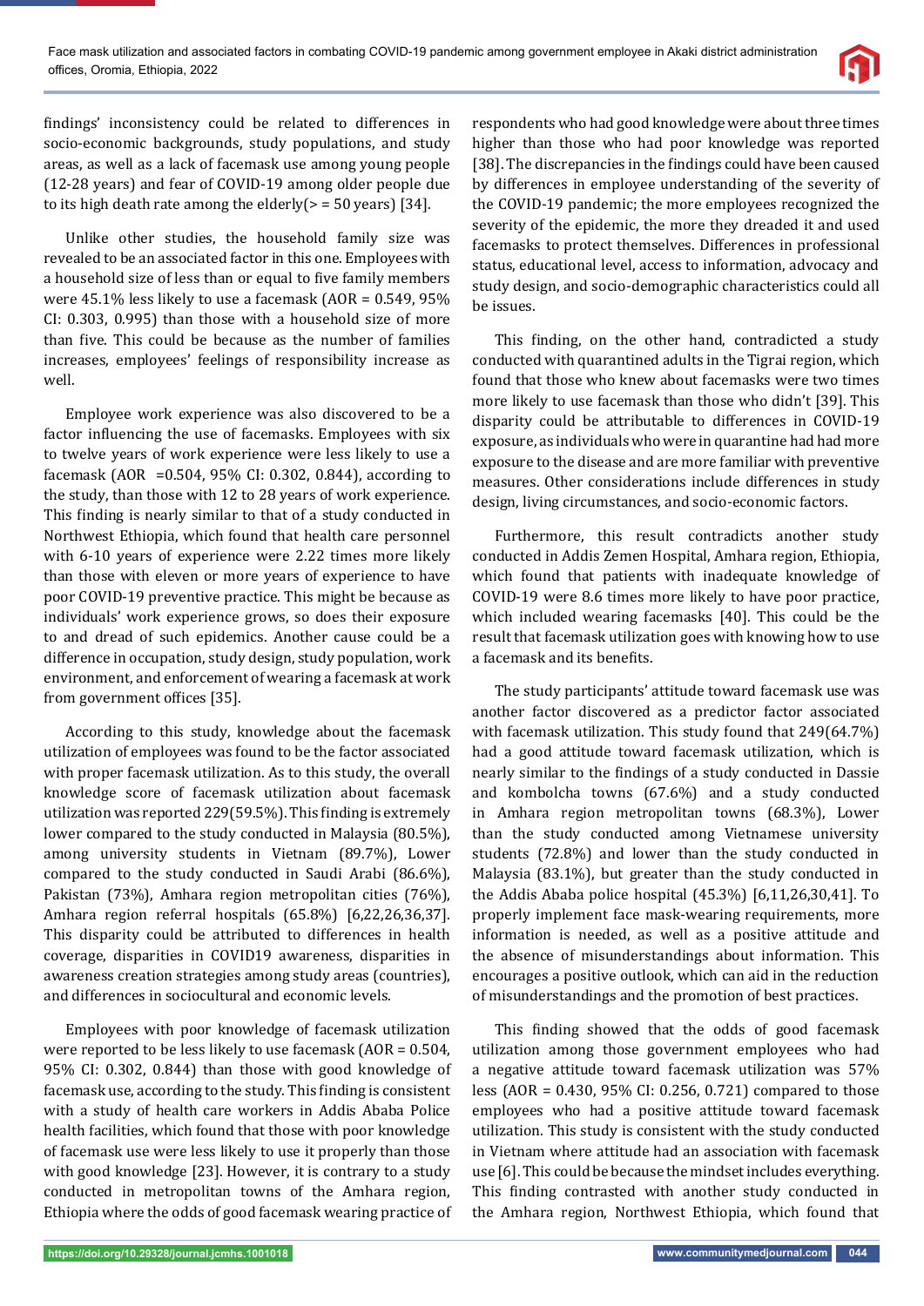findings' inconsistency could be related to differences in socio-economic backgrounds, study populations, and study areas, as well as a lack of facemask use among young people (12-28 years) and fear of COVID-19 among older people due to its high death rate among the elderly(> = 50 years) [34].

Unlike other studies, the household family size was revealed to be an associated factor in this one. Employees with a household size of less than or equal to five family members were 45.1% less likely to use a facemask (AOR = 0.549, 95% CI: 0.303, 0.995) than those with a household size of more than five. This could be because as the number of families increases, employees' feelings of responsibility increase as well.

Employee work experience was also discovered to be a factor influencing the use of facemasks. Employees with six to twelve years of work experience were less likely to use a facemask (AOR =0.504, 95% CI: 0.302, 0.844), according to the study, than those with 12 to 28 years of work experience. This finding is nearly similar to that of a study conducted in Northwest Ethiopia, which found that health care personnel with 6-10 years of experience were 2.22 times more likely than those with eleven or more years of experience to have poor COVID-19 preventive practice. This might be because as individuals' work experience grows, so does their exposure to and dread of such epidemics. Another cause could be a difference in occupation, study design, study population, work environment, and enforcement of wearing a facemask at work from government offices [35].

According to this study, knowledge about the facemask utilization of employees was found to be the factor associated with proper facemask utilization. As to this study, the overall knowledge score of facemask utilization about facemask utilization was reported 229(59.5%). This finding is extremely lower compared to the study conducted in Malaysia (80.5%), among university students in Vietnam (89.7%), Lower compared to the study conducted in Saudi Arabi (86.6%), Pakistan (73%), Amhara region metropolitan cities (76%), Amhara region referral hospitals (65.8%) [6,22,26,36,37]. This disparity could be attributed to differences in health coverage, disparities in COVID19 awareness, disparities in awareness creation strategies among study areas (countries), and differences in sociocultural and economic levels.

Employees with poor knowledge of facemask utilization were reported to be less likely to use facemask (AOR = 0.504, 95% CI: 0.302, 0.844) than those with good knowledge of facemask use, according to the study. This finding is consistent with a study of health care workers in Addis Ababa Police health facilities, which found that those with poor knowledge of facemask use were less likely to use it properly than those with good knowledge [23]. However, it is contrary to a study conducted in metropolitan towns of the Amhara region, Ethiopia where the odds of good facemask wearing practice of respondents who had good knowledge were about three times higher than those who had poor knowledge was reported [38]. The discrepancies in the findings could have been caused by differences in employee understanding of the severity of the COVID-19 pandemic; the more employees recognized the severity of the epidemic, the more they dreaded it and used facemasks to protect themselves. Differences in professional status, educational level, access to information, advocacy and study design, and socio-demographic characteristics could all be issues.

This finding, on the other hand, contradicted a study conducted with quarantined adults in the Tigrai region, which found that those who knew about facemasks were two times more likely to use facemask than those who didn't [39]. This disparity could be attributable to differences in COVID-19 exposure, as individuals who were in quarantine had had more exposure to the disease and are more familiar with preventive measures. Other considerations include differences in study design, living circumstances, and socio-economic factors.

Furthermore, this result contradicts another study conducted in Addis Zemen Hospital, Amhara region, Ethiopia, which found that patients with inadequate knowledge of COVID-19 were 8.6 times more likely to have poor practice, which included wearing facemasks [40]. This could be the result that facemask utilization goes with knowing how to use a facemask and its benefits.

The study participants' attitude toward facemask use was another factor discovered as a predictor factor associated with facemask utilization. This study found that 249(64.7%) had a good attitude toward facemask utilization, which is nearly similar to the findings of a study conducted in Dassie and kombolcha towns (67.6%) and a study conducted in Amhara region metropolitan towns (68.3%), Lower than the study conducted among Vietnamese university students (72.8%) and lower than the study conducted in Malaysia (83.1%), but greater than the study conducted in the Addis Ababa police hospital (45.3%) [6,11,26,30,41]. To properly implement face mask-wearing requirements, more information is needed, as well as a positive attitude and the absence of misunderstandings about information. This encourages a positive outlook, which can aid in the reduction of misunderstandings and the promotion of best practices.

This finding showed that the odds of good facemask utilization among those government employees who had a negative attitude toward facemask utilization was 57% less (AOR = 0.430, 95% CI: 0.256, 0.721) compared to those employees who had a positive attitude toward facemask utilization. This study is consistent with the study conducted in Vietnam where attitude had an association with facemask use [6]. This could be because the mindset includes everything. This finding contrasted with another study conducted in the Amhara region, Northwest Ethiopia, which found that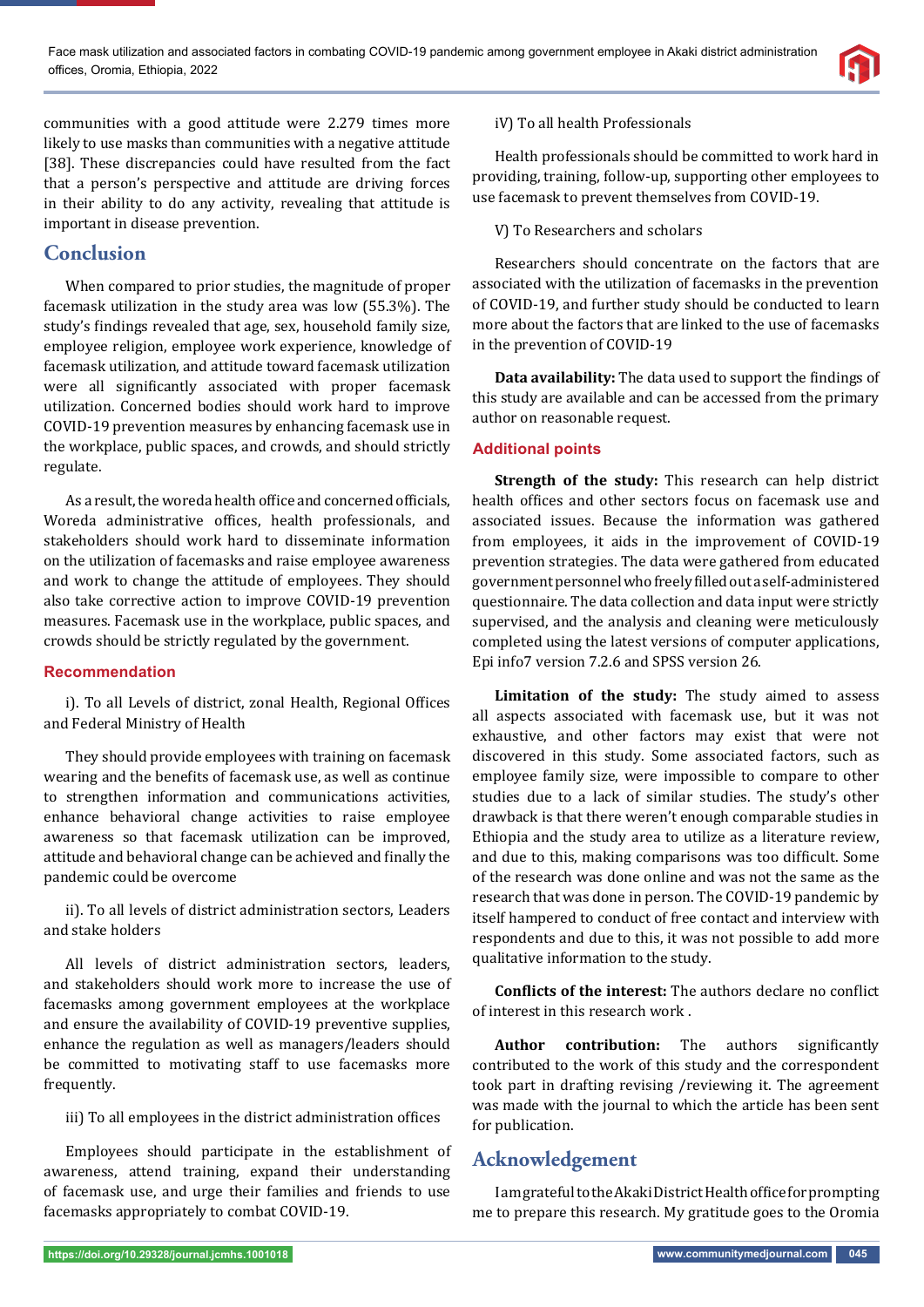communities with a good attitude were 2.279 times more likely to use masks than communities with a negative attitude [38]. These discrepancies could have resulted from the fact that a person's perspective and attitude are driving forces in their ability to do any activity, revealing that attitude is important in disease prevention.

## Conclusion

When compared to prior studies, the magnitude of proper facemask utilization in the study area was low (55.3%). The study's findings revealed that age, sex, household family size, employee religion, employee work experience, knowledge of facemask utilization, and attitude toward facemask utilization were all significantly associated with proper facemask utilization. Concerned bodies should work hard to improve COVID-19 prevention measures by enhancing facemask use in the workplace, public spaces, and crowds, and should strictly regulate.

As a result, the woreda health office and concerned officials, Woreda administrative offices, health professionals, and stakeholders should work hard to disseminate information on the utilization of facemasks and raise employee awareness and work to change the attitude of employees. They should also take corrective action to improve COVID-19 prevention measures. Facemask use in the workplace, public spaces, and crowds should be strictly regulated by the government.

### Recommendation

i). To all Levels of district, zonal Health, Regional Offices and Federal Ministry of Health

They should provide employees with training on facemask wearing and the benefits of facemask use, as well as continue to strengthen information and communications activities, enhance behavioral change activities to raise employee awareness so that facemask utilization can be improved, attitude and behavioral change can be achieved and finally the pandemic could be overcome

ii). To all levels of district administration sectors, Leaders and stake holders

All levels of district administration sectors, leaders, and stakeholders should work more to increase the use of facemasks among government employees at the workplace and ensure the availability of COVID-19 preventive supplies, enhance the regulation as well as managers/leaders should be committed to motivating staff to use facemasks more frequently.

iii) To all employees in the district administration offices

Employees should participate in the establishment of awareness, attend training, expand their understanding of facemask use, and urge their families and friends to use facemasks appropriately to combat COVID-19.

iV) To all health Professionals

Health professionals should be committed to work hard in providing, training, follow-up, supporting other employees to use facemask to prevent themselves from COVID-19.

V) To Researchers and scholars

Researchers should concentrate on the factors that are associated with the utilization of facemasks in the prevention of COVID-19, and further study should be conducted to learn more about the factors that are linked to the use of facemasks in the prevention of COVID-19

**Data availability:** The data used to support the findings of this study are available and can be accessed from the primary author on reasonable request.

### Additional points

**Strength of the study:** This research can help district health offices and other sectors focus on facemask use and associated issues. Because the information was gathered from employees, it aids in the improvement of COVID-19 prevention strategies. The data were gathered from educated government personnel who freely filled out a self-administered questionnaire. The data collection and data input were strictly supervised, and the analysis and cleaning were meticulously completed using the latest versions of computer applications, Epi info7 version 7.2.6 and SPSS version 26.

**Limitation of the study:** The study aimed to assess all aspects associated with facemask use, but it was not exhaustive, and other factors may exist that were not discovered in this study. Some associated factors, such as employee family size, were impossible to compare to other studies due to a lack of similar studies. The study's other drawback is that there weren't enough comparable studies in Ethiopia and the study area to utilize as a literature review, and due to this, making comparisons was too difficult. Some of the research was done online and was not the same as the research that was done in person. The COVID-19 pandemic by itself hampered to conduct of free contact and interview with respondents and due to this, it was not possible to add more qualitative information to the study.

**Conflicts of the interest:** The authors declare no conflict of interest in this research work .

**Author contribution:** The authors significantly contributed to the work of this study and the correspondent took part in drafting revising /reviewing it. The agreement was made with the journal to which the article has been sent for publication.

## Acknowledgement

I am grateful to the Akaki District Health office for prompting me to prepare this research. My gratitude goes to the Oromia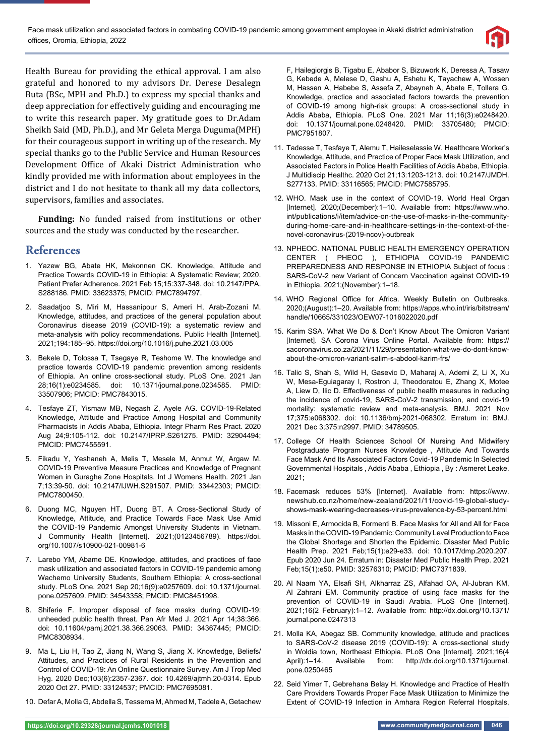Health Bureau for providing the ethical approval. I am also grateful and honored to my advisors Dr. Derese Desalegn Buta (BSc, MPH and Ph.D.) to express my special thanks and deep appreciation for effectively guiding and encouraging me to write this research paper. My gratitude goes to Dr.Adam Sheikh Said (MD, Ph.D.), and Mr Geleta Merga Duguma(MPH) for their courageous support in writing up of the research. My special thanks go to the Public Service and Human Resources Development Office of Akaki District Administration who kindly provided me with information about employees in the district and I do not hesitate to thank all my data collectors, supervisors, families and associates.

**Funding:** No funded raised from institutions or other sources and the study was conducted by the researcher.

## References

1. Yazew BG, Abate HK, Mekonnen CK. Knowledge, Attitude and Practice Towards COVID-19 in Ethiopia: A Systematic Review; 2020. Patient Prefer Adherence. 2021 Feb 15;15:337-348. doi: 10.2147/PPA. S288186. PMID: 33623375; PMCID: PMC7894797.

2. Saadatjoo S, Miri M, Hassanipour S, Ameri H, Arab-Zozani M. Knowledge, attitudes, and practices of the general population about Coronavirus disease 2019 (COVID-19): a systematic review and meta-analysis with policy recommendations. Public Health [Internet]. 2021;194:185–95. https://doi.org/10.1016/j.puhe.2021.03.005

3. Bekele D, Tolossa T, Tsegaye R, Teshome W. The knowledge and practice towards COVID-19 pandemic prevention among residents of Ethiopia. An online cross-sectional study. PLoS One. 2021 Jan 28;16(1):e0234585. doi: 10.1371/journal.pone.0234585. PMID: 33507906; PMCID: PMC7843015.

4. Tesfaye ZT, Yismaw MB, Negash Z, Ayele AG. COVID-19-Related Knowledge, Attitude and Practice Among Hospital and Community Pharmacists in Addis Ababa, Ethiopia. Integr Pharm Res Pract. 2020 Aug 24;9:105-112. doi: 10.2147/IPRP.S261275. PMID: 32904494; PMCID: PMC7455591.

5. Fikadu Y, Yeshaneh A, Melis T, Mesele M, Anmut W, Argaw M. COVID-19 Preventive Measure Practices and Knowledge of Pregnant Women in Guraghe Zone Hospitals. Int J Womens Health. 2021 Jan 7;13:39-50. doi: 10.2147/IJWH.S291507. PMID: 33442303; PMCID: PMC7800450.

6. Duong MC, Nguyen HT, Duong BT. A Cross-Sectional Study of Knowledge, Attitude, and Practice Towards Face Mask Use Amid the COVID-19 Pandemic Amongst University Students in Vietnam. J Community Health [Internet]. 2021;(0123456789). https://doi.org/10.1007/s10900-021-00981-6

7. Larebo YM, Abame DE. Knowledge, attitudes, and practices of face mask utilization and associated factors in COVID-19 pandemic among Wachemo University Students, Southern Ethiopia: A cross-sectional study. PLoS One. 2021 Sep 20;16(9):e0257609. doi: 10.1371/journal. pone.0257609. PMID: 34543358; PMCID: PMC8451998.

8. Shiferie F. Improper disposal of face masks during COVID-19: unheeded public health threat. Pan Afr Med J. 2021 Apr 14;38:366. doi: 10.11604/pamj.2021.38.366.29063. PMID: 34367445; PMCID: PMC8308934.

9. Ma L, Liu H, Tao Z, Jiang N, Wang S, Jiang X. Knowledge, Beliefs/ Attitudes, and Practices of Rural Residents in the Prevention and Control of COVID-19: An Online Questionnaire Survey. Am J Trop Med Hyg. 2020 Dec;103(6):2357-2367. doi: 10.4269/ajtmh.20-0314. Epub 2020 Oct 27. PMID: 33124537; PMCID: PMC7695081.

10. Defar A, Molla G, Abdella S, Tessema M, Ahmed M, Tadele A, Getachew F, Hailegiorgis B, Tigabu E, Ababor S, Bizuwork K, Deressa A, Tasaw G, Kebede A, Melese D, Gashu A, Eshetu K, Tayachew A, Wossen M, Hassen A, Habebe S, Assefa Z, Abayneh A, Abate E, Tollera G. Knowledge, practice and associated factors towards the prevention of COVID-19 among high-risk groups: A cross-sectional study in Addis Ababa, Ethiopia. PLoS One. 2021 Mar 11;16(3):e0248420. doi: 10.1371/journal.pone.0248420. PMID: 33705480; PMCID: PMC7951807.

11. Tadesse T, Tesfaye T, Alemu T, Haileselassie W. Healthcare Worker's Knowledge, Attitude, and Practice of Proper Face Mask Utilization, and Associated Factors in Police Health Facilities of Addis Ababa, Ethiopia. J Multidiscip Healthc. 2020 Oct 21;13:1203-1213. doi: 10.2147/JMDH. S277133. PMID: 33116565; PMCID: PMC7585795.

12. WHO. Mask use in the context of COVID-19. World Heal Organ [Internet]. 2020;(December):1–10. Available from: https://www.who.int/publications/i/item/advice-on-the-use-of-masks-in-the-community-during-home-care-and-in-healthcare-settings-in-the-context-of-the-novel-coronavirus-(2019-ncov)-outbreak

13. NPHEOC. NATIONAL PUBLIC HEALTH EMERGENCY OPERATION CENTER ( PHEOC ), ETHIOPIA COVID-19 PANDEMIC PREPAREDNESS AND RESPONSE IN ETHIOPIA Subject of focus : SARS-CoV-2 new Variant of Concern Vaccination against COVID-19 in Ethiopia. 2021;(November):1–18.

14. WHO Regional Office for Africa. Weekly Bulletin on Outbreaks. 2020;(August):1–20. Available from: https://apps.who.int/iris/bitstream/handle/10665/331023/OEW07-1016022020.pdf

15. Karim SSA. What We Do & Don't Know About The Omicron Variant [Internet]. SA Corona Virus Online Portal. Available from: https://sacoronavirus.co.za/2021/11/29/presentation-what-we-do-dont-know-about-the-omicron-variant-salim-s-abdool-karim-frs/

16. Talic S, Shah S, Wild H, Gasevic D, Maharaj A, Ademi Z, Li X, Xu W, Mesa-Eguiagaray I, Rostron J, Theodoratou E, Zhang X, Motee A, Liew D, Ilic D. Effectiveness of public health measures in reducing the incidence of covid-19, SARS-CoV-2 transmission, and covid-19 mortality: systematic review and meta-analysis. BMJ. 2021 Nov 17;375:e068302. doi: 10.1136/bmj-2021-068302. Erratum in: BMJ. 2021 Dec 3;375:n2997. PMID: 34789505.

17. College Of Health Sciences School Of Nursing And Midwifery Postgraduate Program Nurses Knowledge , Attitude And Towards Face Mask And Its Associated Factors Covid-19 Pandemic In Selected Governmental Hospitals , Addis Ababa , Ethiopia , By : Asmeret Leake. 2021;

18. Facemask reduces 53% [Internet]. Available from: https://www.newshub.co.nz/home/new-zealand/2021/11/covid-19-global-study-shows-mask-wearing-decreases-virus-prevalence-by-53-percent.html

19. Missoni E, Armocida B, Formenti B. Face Masks for All and All for Face Masks in the COVID-19 Pandemic: Community Level Production to Face the Global Shortage and Shorten the Epidemic. Disaster Med Public Health Prep. 2021 Feb;15(1):e29-e33. doi: 10.1017/dmp.2020.207. Epub 2020 Jun 24. Erratum in: Disaster Med Public Health Prep. 2021 Feb;15(1):e50. PMID: 32576310; PMCID: PMC7371839.

20. Al Naam YA, Elsafi SH, Alkharraz ZS, Alfahad OA, Al-Jubran KM, Al Zahrani EM. Community practice of using face masks for the prevention of COVID-19 in Saudi Arabia. PLoS One [Internet]. 2021;16(2 February):1–12. Available from: http://dx.doi.org/10.1371/journal.pone.0247313

21. Molla KA, Abegaz SB. Community knowledge, attitude and practices to SARS-CoV-2 disease 2019 (COVID-19): A cross-sectional study in Woldia town, Northeast Ethiopia. PLoS One [Internet]. 2021;16(4 April):1–14. Available from: http://dx.doi.org/10.1371/journal.pone.0250465

22. Seid Yimer T, Gebrehana Belay H. Knowledge and Practice of Health Care Providers Towards Proper Face Mask Utilization to Minimize the Extent of COVID-19 Infection in Amhara Region Referral Hospitals,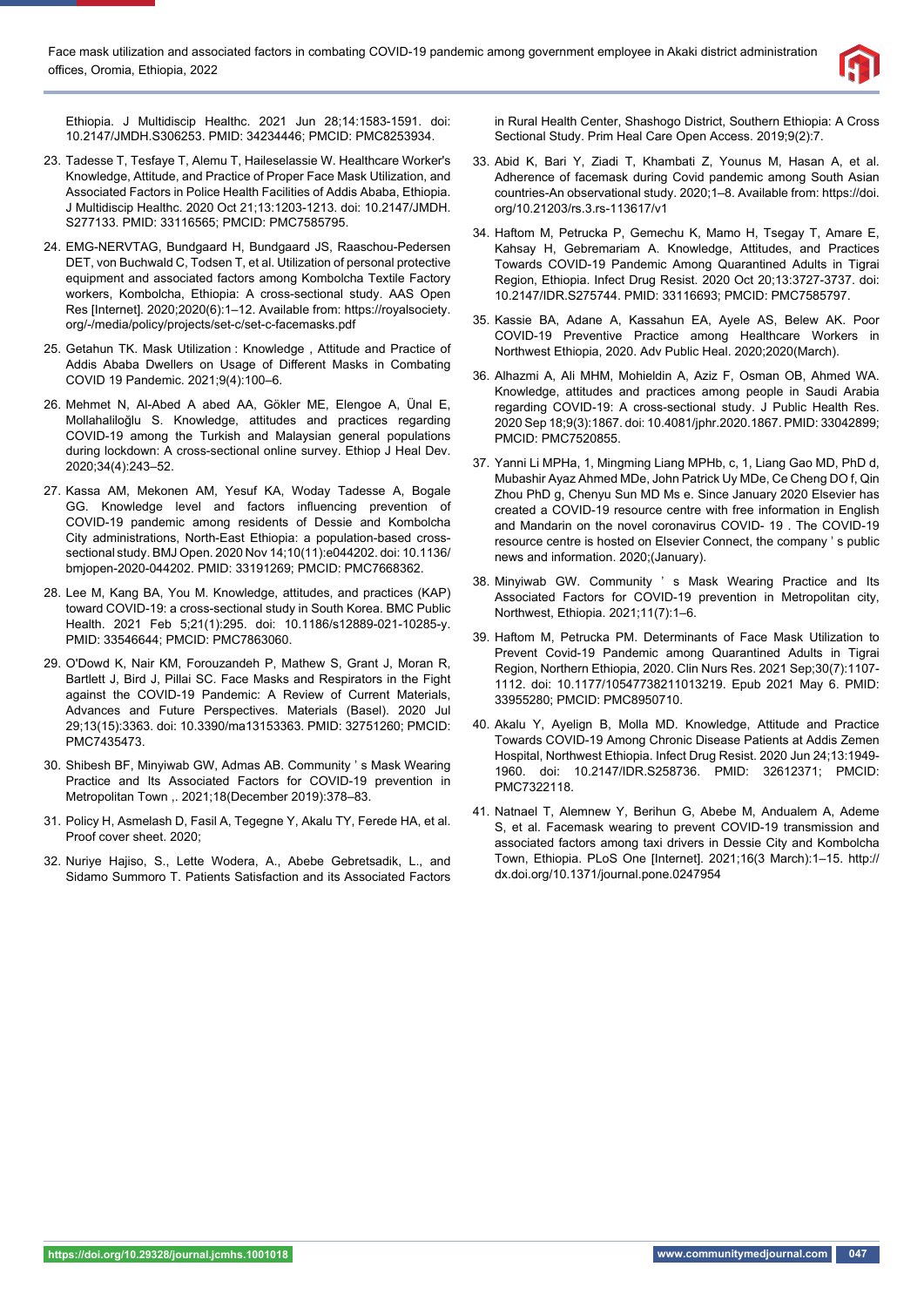Ethiopia. J Multidiscip Healthc. 2021 Jun 28;14:1583-1591. doi: 10.2147/JMDH.S306253. PMID: 34234446; PMCID: PMC8253934.

23. Tadesse T, Tesfaye T, Alemu T, Haileselassie W. Healthcare Worker's Knowledge, Attitude, and Practice of Proper Face Mask Utilization, and Associated Factors in Police Health Facilities of Addis Ababa, Ethiopia. J Multidiscip Healthc. 2020 Oct 21;13:1203-1213. doi: 10.2147/JMDH.S277133. PMID: 33116565; PMCID: PMC7585795.

24. EMG-NERVTAG, Bundgaard H, Bundgaard JS, Raaschou-Pedersen DET, von Buchwald C, Todsen T, et al. Utilization of personal protective equipment and associated factors among Kombolcha Textile Factory workers, Kombolcha, Ethiopia: A cross-sectional study. AAS Open Res [Internet]. 2020;2020(6):1–12. Available from: https://royalsociety.org/-/media/policy/projects/set-c/set-c-facemasks.pdf

25. Getahun TK. Mask Utilization : Knowledge , Attitude and Practice of Addis Ababa Dwellers on Usage of Different Masks in Combating COVID 19 Pandemic. 2021;9(4):100–6.

26. Mehmet N, Al-Abed A abed AA, Gökler ME, Elengoe A, Ünal E, Mollahaliloğlu S. Knowledge, attitudes and practices regarding COVID-19 among the Turkish and Malaysian general populations during lockdown: A cross-sectional online survey. Ethiop J Heal Dev. 2020;34(4):243–52.

27. Kassa AM, Mekonen AM, Yesuf KA, Woday Tadesse A, Bogale GG. Knowledge level and factors influencing prevention of COVID-19 pandemic among residents of Dessie and Kombolcha City administrations, North-East Ethiopia: a population-based cross-sectional study. BMJ Open. 2020 Nov 14;10(11):e044202. doi: 10.1136/bmjopen-2020-044202. PMID: 33191269; PMCID: PMC7668362.

28. Lee M, Kang BA, You M. Knowledge, attitudes, and practices (KAP) toward COVID-19: a cross-sectional study in South Korea. BMC Public Health. 2021 Feb 5;21(1):295. doi: 10.1186/s12889-021-10285-y. PMID: 33546644; PMCID: PMC7863060.

29. O'Dowd K, Nair KM, Forouzandeh P, Mathew S, Grant J, Moran R, Bartlett J, Bird J, Pillai SC. Face Masks and Respirators in the Fight against the COVID-19 Pandemic: A Review of Current Materials, Advances and Future Perspectives. Materials (Basel). 2020 Jul 29;13(15):3363. doi: 10.3390/ma13153363. PMID: 32751260; PMCID: PMC7435473.

30. Shibesh BF, Minyiwab GW, Admas AB. Community ' s Mask Wearing Practice and Its Associated Factors for COVID-19 prevention in Metropolitan Town ,. 2021;18(December 2019):378–83.

31. Policy H, Asmelash D, Fasil A, Tegegne Y, Akalu TY, Ferede HA, et al. Proof cover sheet. 2020;

32. Nuriye Hajiso, S., Lette Wodera, A., Abebe Gebretsadik, L., and Sidamo Summoro T. Patients Satisfaction and its Associated Factors in Rural Health Center, Shashogo District, Southern Ethiopia: A Cross Sectional Study. Prim Heal Care Open Access. 2019;9(2):7.

33. Abid K, Bari Y, Ziadi T, Khambati Z, Younus M, Hasan A, et al. Adherence of facemask during Covid pandemic among South Asian countries-An observational study. 2020;1–8. Available from: https://doi.org/10.21203/rs.3.rs-113617/v1

34. Haftom M, Petrucka P, Gemechu K, Mamo H, Tsegay T, Amare E, Kahsay H, Gebremariam A. Knowledge, Attitudes, and Practices Towards COVID-19 Pandemic Among Quarantined Adults in Tigrai Region, Ethiopia. Infect Drug Resist. 2020 Oct 20;13:3727-3737. doi: 10.2147/IDR.S275744. PMID: 33116693; PMCID: PMC7585797.

35. Kassie BA, Adane A, Kassahun EA, Ayele AS, Belew AK. Poor COVID-19 Preventive Practice among Healthcare Workers in Northwest Ethiopia, 2020. Adv Public Heal. 2020;2020(March).

36. Alhazmi A, Ali MHM, Mohieldin A, Aziz F, Osman OB, Ahmed WA. Knowledge, attitudes and practices among people in Saudi Arabia regarding COVID-19: A cross-sectional study. J Public Health Res. 2020 Sep 18;9(3):1867. doi: 10.4081/jphr.2020.1867. PMID: 33042899; PMCID: PMC7520855.

37. Yanni Li MPHa, 1, Mingming Liang MPHb, c, 1, Liang Gao MD, PhD d, Mubashir Ayaz Ahmed MDe, John Patrick Uy MDe, Ce Cheng DO f, Qin Zhou PhD g, Chenyu Sun MD Ms e. Since January 2020 Elsevier has created a COVID-19 resource centre with free information in English and Mandarin on the novel coronavirus COVID- 19 . The COVID-19 resource centre is hosted on Elsevier Connect, the company ' s public news and information. 2020;(January).

38. Minyiwab GW. Community ' s Mask Wearing Practice and Its Associated Factors for COVID-19 prevention in Metropolitan city, Northwest, Ethiopia. 2021;11(7):1–6.

39. Haftom M, Petrucka PM. Determinants of Face Mask Utilization to Prevent Covid-19 Pandemic among Quarantined Adults in Tigrai Region, Northern Ethiopia, 2020. Clin Nurs Res. 2021 Sep;30(7):1107-1112. doi: 10.1177/10547738211013219. Epub 2021 May 6. PMID: 33955280; PMCID: PMC8950710.

40. Akalu Y, Ayelign B, Molla MD. Knowledge, Attitude and Practice Towards COVID-19 Among Chronic Disease Patients at Addis Zemen Hospital, Northwest Ethiopia. Infect Drug Resist. 2020 Jun 24;13:1949-1960. doi: 10.2147/IDR.S258736. PMID: 32612371; PMCID: PMC7322118.

41. Natnael T, Alemnew Y, Berihun G, Abebe M, Andualem A, Ademe S, et al. Facemask wearing to prevent COVID-19 transmission and associated factors among taxi drivers in Dessie City and Kombolcha Town, Ethiopia. PLoS One [Internet]. 2021;16(3 March):1–15. http://dx.doi.org/10.1371/journal.pone.0247954